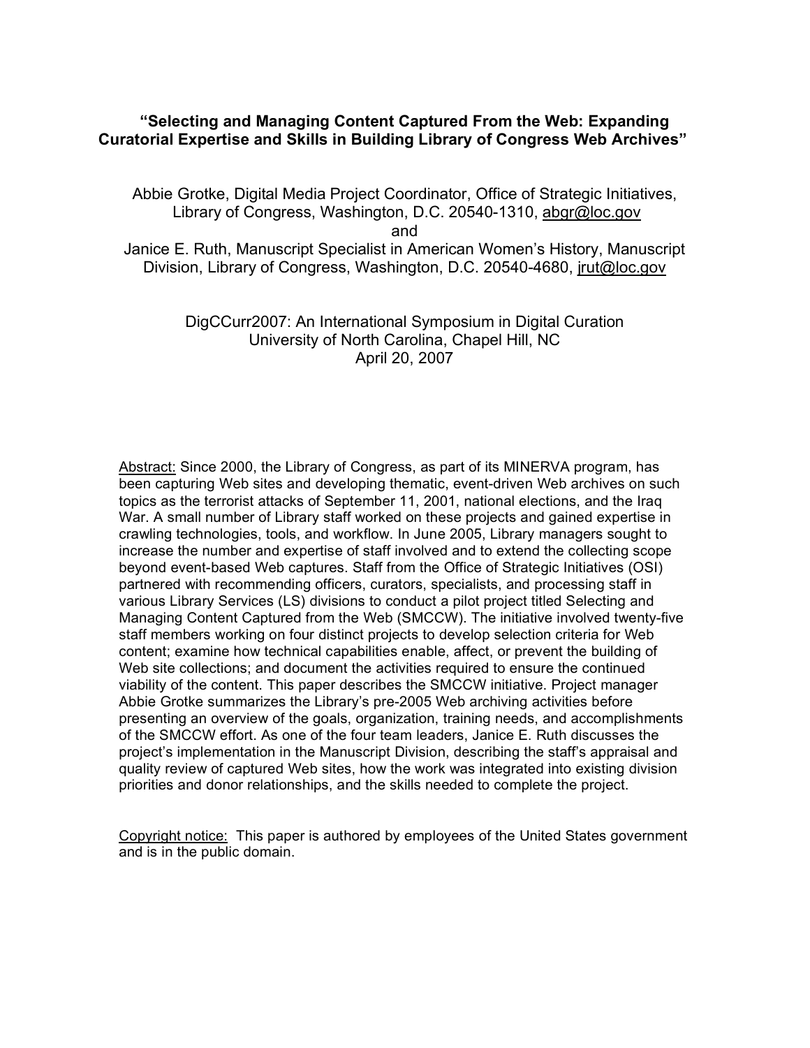# "Selecting and Managing Content Captured From the Web: Expanding Curatorial Expertise and Skills in Building Library of Congress Web Archives"

Abbie Grotke, Digital Media Project Coordinator, Office of Strategic Initiatives, Library of Congress, Washington, D.C. 20540-1310, abgr@loc.gov
and
Janice E. Ruth, Manuscript Specialist in American Women's History, Manuscript Division, Library of Congress, Washington, D.C. 20540-4680, jrut@loc.gov

DigCCurr2007: An International Symposium in Digital Curation
University of North Carolina, Chapel Hill, NC
April 20, 2007

Abstract: Since 2000, the Library of Congress, as part of its MINERVA program, has been capturing Web sites and developing thematic, event-driven Web archives on such topics as the terrorist attacks of September 11, 2001, national elections, and the Iraq War. A small number of Library staff worked on these projects and gained expertise in crawling technologies, tools, and workflow. In June 2005, Library managers sought to increase the number and expertise of staff involved and to extend the collecting scope beyond event-based Web captures. Staff from the Office of Strategic Initiatives (OSI) partnered with recommending officers, curators, specialists, and processing staff in various Library Services (LS) divisions to conduct a pilot project titled Selecting and Managing Content Captured from the Web (SMCCW). The initiative involved twenty-five staff members working on four distinct projects to develop selection criteria for Web content; examine how technical capabilities enable, affect, or prevent the building of Web site collections; and document the activities required to ensure the continued viability of the content. This paper describes the SMCCW initiative. Project manager Abbie Grotke summarizes the Library's pre-2005 Web archiving activities before presenting an overview of the goals, organization, training needs, and accomplishments of the SMCCW effort. As one of the four team leaders, Janice E. Ruth discusses the project's implementation in the Manuscript Division, describing the staff's appraisal and quality review of captured Web sites, how the work was integrated into existing division priorities and donor relationships, and the skills needed to complete the project.

Copyright notice: This paper is authored by employees of the United States government and is in the public domain.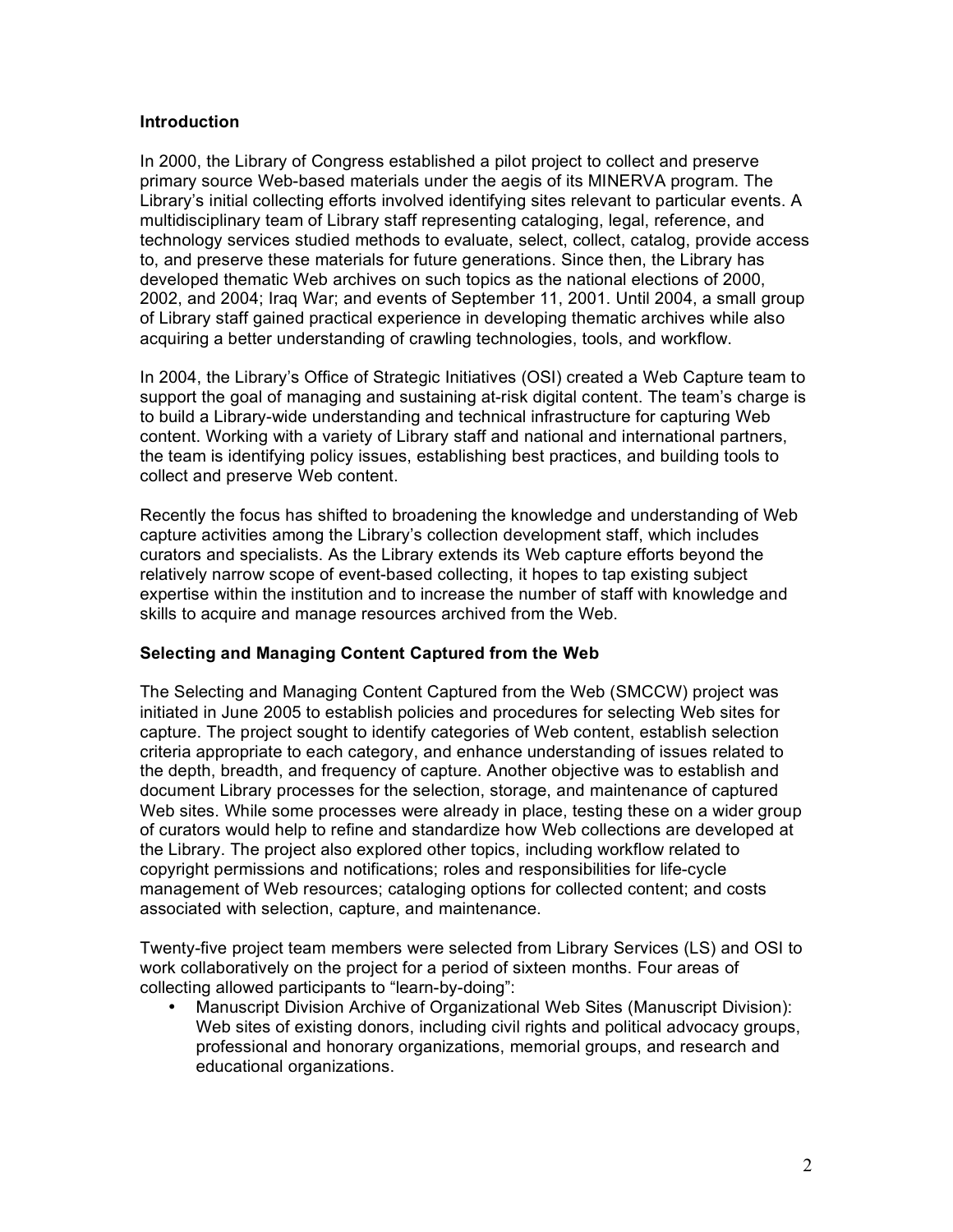## Introduction

In 2000, the Library of Congress established a pilot project to collect and preserve primary source Web-based materials under the aegis of its MINERVA program. The Library's initial collecting efforts involved identifying sites relevant to particular events. A multidisciplinary team of Library staff representing cataloging, legal, reference, and technology services studied methods to evaluate, select, collect, catalog, provide access to, and preserve these materials for future generations. Since then, the Library has developed thematic Web archives on such topics as the national elections of 2000, 2002, and 2004; Iraq War; and events of September 11, 2001. Until 2004, a small group of Library staff gained practical experience in developing thematic archives while also acquiring a better understanding of crawling technologies, tools, and workflow.

In 2004, the Library's Office of Strategic Initiatives (OSI) created a Web Capture team to support the goal of managing and sustaining at-risk digital content. The team's charge is to build a Library-wide understanding and technical infrastructure for capturing Web content. Working with a variety of Library staff and national and international partners, the team is identifying policy issues, establishing best practices, and building tools to collect and preserve Web content.

Recently the focus has shifted to broadening the knowledge and understanding of Web capture activities among the Library's collection development staff, which includes curators and specialists. As the Library extends its Web capture efforts beyond the relatively narrow scope of event-based collecting, it hopes to tap existing subject expertise within the institution and to increase the number of staff with knowledge and skills to acquire and manage resources archived from the Web.

## Selecting and Managing Content Captured from the Web

The Selecting and Managing Content Captured from the Web (SMCCW) project was initiated in June 2005 to establish policies and procedures for selecting Web sites for capture. The project sought to identify categories of Web content, establish selection criteria appropriate to each category, and enhance understanding of issues related to the depth, breadth, and frequency of capture. Another objective was to establish and document Library processes for the selection, storage, and maintenance of captured Web sites. While some processes were already in place, testing these on a wider group of curators would help to refine and standardize how Web collections are developed at the Library. The project also explored other topics, including workflow related to copyright permissions and notifications; roles and responsibilities for life-cycle management of Web resources; cataloging options for collected content; and costs associated with selection, capture, and maintenance.

Twenty-five project team members were selected from Library Services (LS) and OSI to work collaboratively on the project for a period of sixteen months. Four areas of collecting allowed participants to "learn-by-doing":

- Manuscript Division Archive of Organizational Web Sites (Manuscript Division): Web sites of existing donors, including civil rights and political advocacy groups, professional and honorary organizations, memorial groups, and research and educational organizations.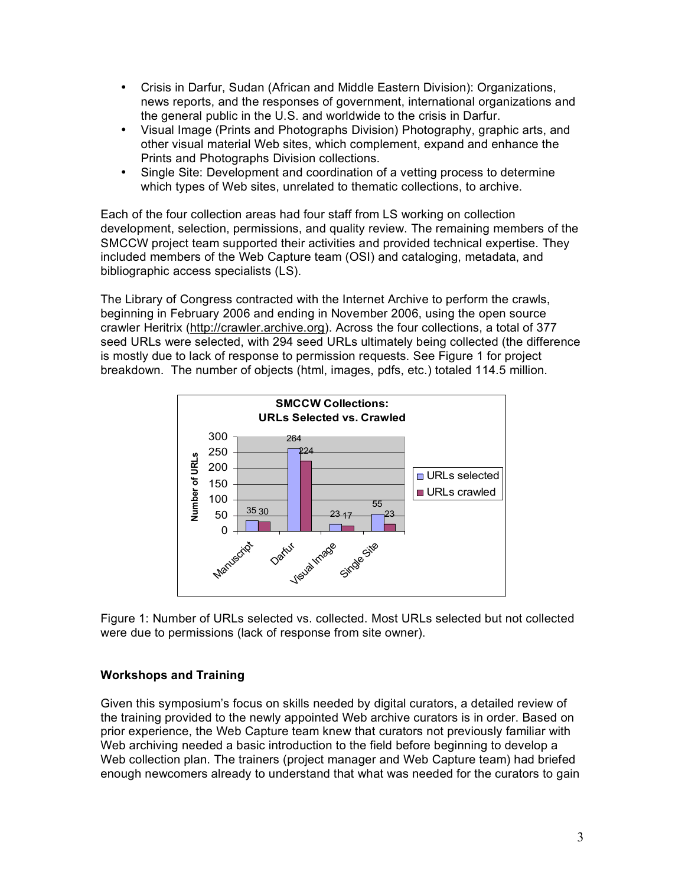- Crisis in Darfur, Sudan (African and Middle Eastern Division): Organizations, news reports, and the responses of government, international organizations and the general public in the U.S. and worldwide to the crisis in Darfur.
- Visual Image (Prints and Photographs Division) Photography, graphic arts, and other visual material Web sites, which complement, expand and enhance the Prints and Photographs Division collections.
- Single Site: Development and coordination of a vetting process to determine which types of Web sites, unrelated to thematic collections, to archive.

Each of the four collection areas had four staff from LS working on collection development, selection, permissions, and quality review. The remaining members of the SMCCW project team supported their activities and provided technical expertise. They included members of the Web Capture team (OSI) and cataloging, metadata, and bibliographic access specialists (LS).

The Library of Congress contracted with the Internet Archive to perform the crawls, beginning in February 2006 and ending in November 2006, using the open source crawler Heritrix (http://crawler.archive.org). Across the four collections, a total of 377 seed URLs were selected, with 294 seed URLs ultimately being collected (the difference is mostly due to lack of response to permission requests. See Figure 1 for project breakdown. The number of objects (html, images, pdfs, etc.) totaled 114.5 million.

**SMCCW Collections: URLs Selected vs. Crawled**

| Collection | URLs selected | URLs crawled |
| --- | --- | --- |
| Manuscript | 35 | 30 |
| Darfur | 264 | 224 |
| Visual Image | 23 | 17 |
| Single Site | 55 | 23 |

Figure 1: Number of URLs selected vs. collected. Most URLs selected but not collected were due to permissions (lack of response from site owner).

### Workshops and Training

Given this symposium's focus on skills needed by digital curators, a detailed review of the training provided to the newly appointed Web archive curators is in order. Based on prior experience, the Web Capture team knew that curators not previously familiar with Web archiving needed a basic introduction to the field before beginning to develop a Web collection plan. The trainers (project manager and Web Capture team) had briefed enough newcomers already to understand that what was needed for the curators to gain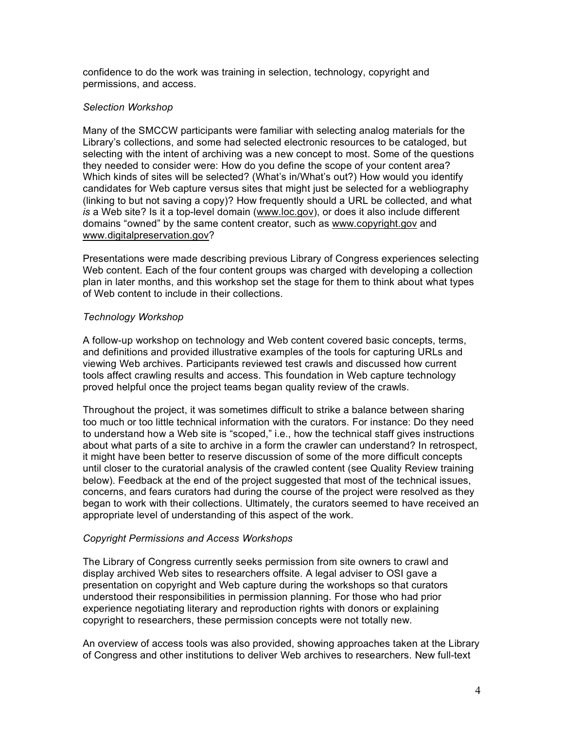confidence to do the work was training in selection, technology, copyright and permissions, and access.

*Selection Workshop*

Many of the SMCCW participants were familiar with selecting analog materials for the Library's collections, and some had selected electronic resources to be cataloged, but selecting with the intent of archiving was a new concept to most. Some of the questions they needed to consider were: How do you define the scope of your content area? Which kinds of sites will be selected? (What's in/What's out?) How would you identify candidates for Web capture versus sites that might just be selected for a webliography (linking to but not saving a copy)? How frequently should a URL be collected, and what *is* a Web site? Is it a top-level domain (www.loc.gov), or does it also include different domains "owned" by the same content creator, such as www.copyright.gov and www.digitalpreservation.gov?

Presentations were made describing previous Library of Congress experiences selecting Web content. Each of the four content groups was charged with developing a collection plan in later months, and this workshop set the stage for them to think about what types of Web content to include in their collections.

*Technology Workshop*

A follow-up workshop on technology and Web content covered basic concepts, terms, and definitions and provided illustrative examples of the tools for capturing URLs and viewing Web archives. Participants reviewed test crawls and discussed how current tools affect crawling results and access. This foundation in Web capture technology proved helpful once the project teams began quality review of the crawls.

Throughout the project, it was sometimes difficult to strike a balance between sharing too much or too little technical information with the curators. For instance: Do they need to understand how a Web site is "scoped," i.e., how the technical staff gives instructions about what parts of a site to archive in a form the crawler can understand? In retrospect, it might have been better to reserve discussion of some of the more difficult concepts until closer to the curatorial analysis of the crawled content (see Quality Review training below). Feedback at the end of the project suggested that most of the technical issues, concerns, and fears curators had during the course of the project were resolved as they began to work with their collections. Ultimately, the curators seemed to have received an appropriate level of understanding of this aspect of the work.

*Copyright Permissions and Access Workshops*

The Library of Congress currently seeks permission from site owners to crawl and display archived Web sites to researchers offsite. A legal adviser to OSI gave a presentation on copyright and Web capture during the workshops so that curators understood their responsibilities in permission planning. For those who had prior experience negotiating literary and reproduction rights with donors or explaining copyright to researchers, these permission concepts were not totally new.

An overview of access tools was also provided, showing approaches taken at the Library of Congress and other institutions to deliver Web archives to researchers. New full-text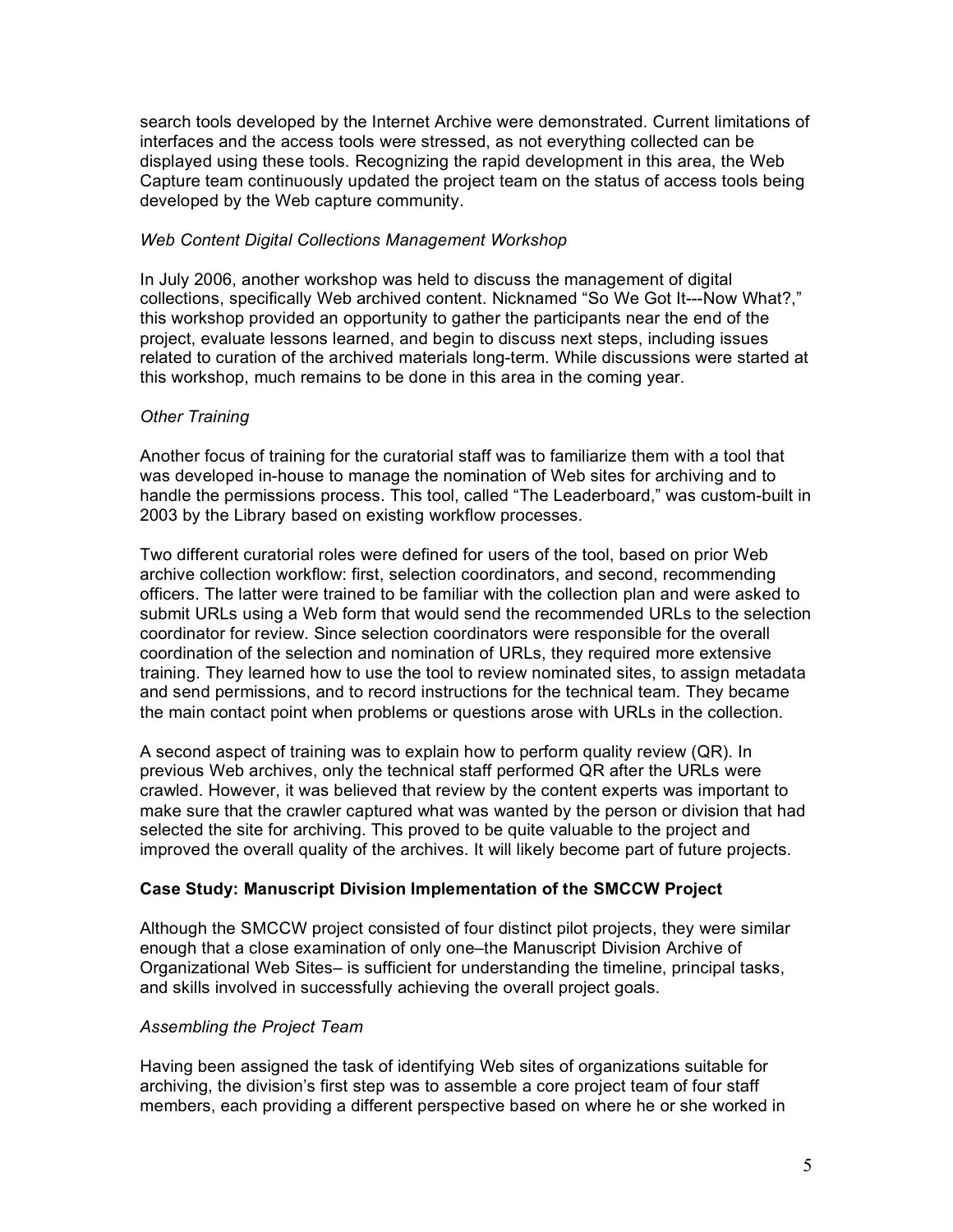search tools developed by the Internet Archive were demonstrated. Current limitations of interfaces and the access tools were stressed, as not everything collected can be displayed using these tools. Recognizing the rapid development in this area, the Web Capture team continuously updated the project team on the status of access tools being developed by the Web capture community.

*Web Content Digital Collections Management Workshop*

In July 2006, another workshop was held to discuss the management of digital collections, specifically Web archived content. Nicknamed "So We Got It---Now What?," this workshop provided an opportunity to gather the participants near the end of the project, evaluate lessons learned, and begin to discuss next steps, including issues related to curation of the archived materials long-term. While discussions were started at this workshop, much remains to be done in this area in the coming year.

*Other Training*

Another focus of training for the curatorial staff was to familiarize them with a tool that was developed in-house to manage the nomination of Web sites for archiving and to handle the permissions process. This tool, called "The Leaderboard," was custom-built in 2003 by the Library based on existing workflow processes.

Two different curatorial roles were defined for users of the tool, based on prior Web archive collection workflow: first, selection coordinators, and second, recommending officers. The latter were trained to be familiar with the collection plan and were asked to submit URLs using a Web form that would send the recommended URLs to the selection coordinator for review. Since selection coordinators were responsible for the overall coordination of the selection and nomination of URLs, they required more extensive training. They learned how to use the tool to review nominated sites, to assign metadata and send permissions, and to record instructions for the technical team. They became the main contact point when problems or questions arose with URLs in the collection.

A second aspect of training was to explain how to perform quality review (QR). In previous Web archives, only the technical staff performed QR after the URLs were crawled. However, it was believed that review by the content experts was important to make sure that the crawler captured what was wanted by the person or division that had selected the site for archiving. This proved to be quite valuable to the project and improved the overall quality of the archives. It will likely become part of future projects.

**Case Study: Manuscript Division Implementation of the SMCCW Project**

Although the SMCCW project consisted of four distinct pilot projects, they were similar enough that a close examination of only one–the Manuscript Division Archive of Organizational Web Sites– is sufficient for understanding the timeline, principal tasks, and skills involved in successfully achieving the overall project goals.

*Assembling the Project Team*

Having been assigned the task of identifying Web sites of organizations suitable for archiving, the division's first step was to assemble a core project team of four staff members, each providing a different perspective based on where he or she worked in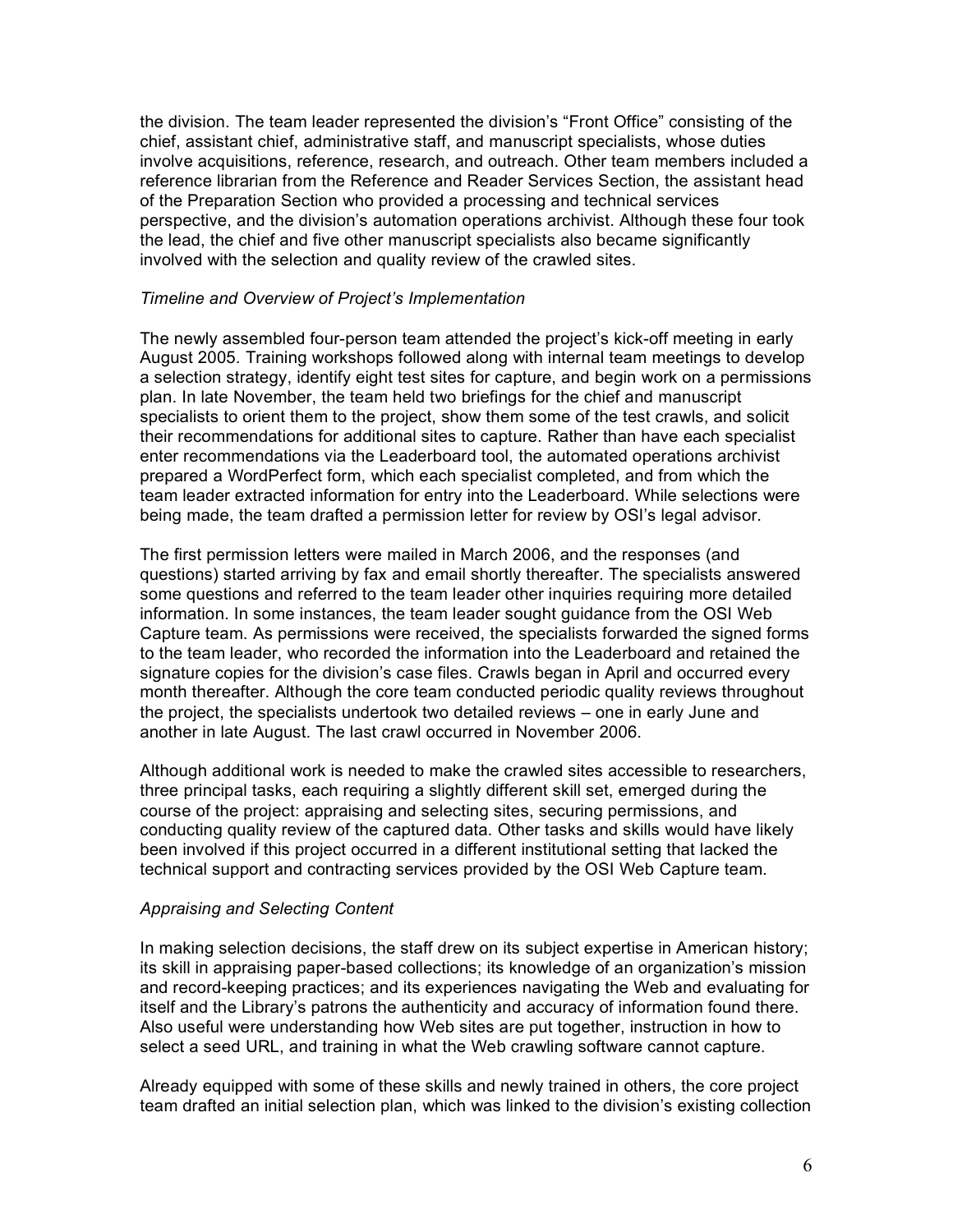the division. The team leader represented the division's "Front Office" consisting of the chief, assistant chief, administrative staff, and manuscript specialists, whose duties involve acquisitions, reference, research, and outreach. Other team members included a reference librarian from the Reference and Reader Services Section, the assistant head of the Preparation Section who provided a processing and technical services perspective, and the division's automation operations archivist. Although these four took the lead, the chief and five other manuscript specialists also became significantly involved with the selection and quality review of the crawled sites.

*Timeline and Overview of Project's Implementation*

The newly assembled four-person team attended the project's kick-off meeting in early August 2005. Training workshops followed along with internal team meetings to develop a selection strategy, identify eight test sites for capture, and begin work on a permissions plan. In late November, the team held two briefings for the chief and manuscript specialists to orient them to the project, show them some of the test crawls, and solicit their recommendations for additional sites to capture. Rather than have each specialist enter recommendations via the Leaderboard tool, the automated operations archivist prepared a WordPerfect form, which each specialist completed, and from which the team leader extracted information for entry into the Leaderboard. While selections were being made, the team drafted a permission letter for review by OSI's legal advisor.

The first permission letters were mailed in March 2006, and the responses (and questions) started arriving by fax and email shortly thereafter. The specialists answered some questions and referred to the team leader other inquiries requiring more detailed information. In some instances, the team leader sought guidance from the OSI Web Capture team. As permissions were received, the specialists forwarded the signed forms to the team leader, who recorded the information into the Leaderboard and retained the signature copies for the division's case files. Crawls began in April and occurred every month thereafter. Although the core team conducted periodic quality reviews throughout the project, the specialists undertook two detailed reviews – one in early June and another in late August. The last crawl occurred in November 2006.

Although additional work is needed to make the crawled sites accessible to researchers, three principal tasks, each requiring a slightly different skill set, emerged during the course of the project: appraising and selecting sites, securing permissions, and conducting quality review of the captured data. Other tasks and skills would have likely been involved if this project occurred in a different institutional setting that lacked the technical support and contracting services provided by the OSI Web Capture team.

*Appraising and Selecting Content*

In making selection decisions, the staff drew on its subject expertise in American history; its skill in appraising paper-based collections; its knowledge of an organization's mission and record-keeping practices; and its experiences navigating the Web and evaluating for itself and the Library's patrons the authenticity and accuracy of information found there. Also useful were understanding how Web sites are put together, instruction in how to select a seed URL, and training in what the Web crawling software cannot capture.

Already equipped with some of these skills and newly trained in others, the core project team drafted an initial selection plan, which was linked to the division's existing collection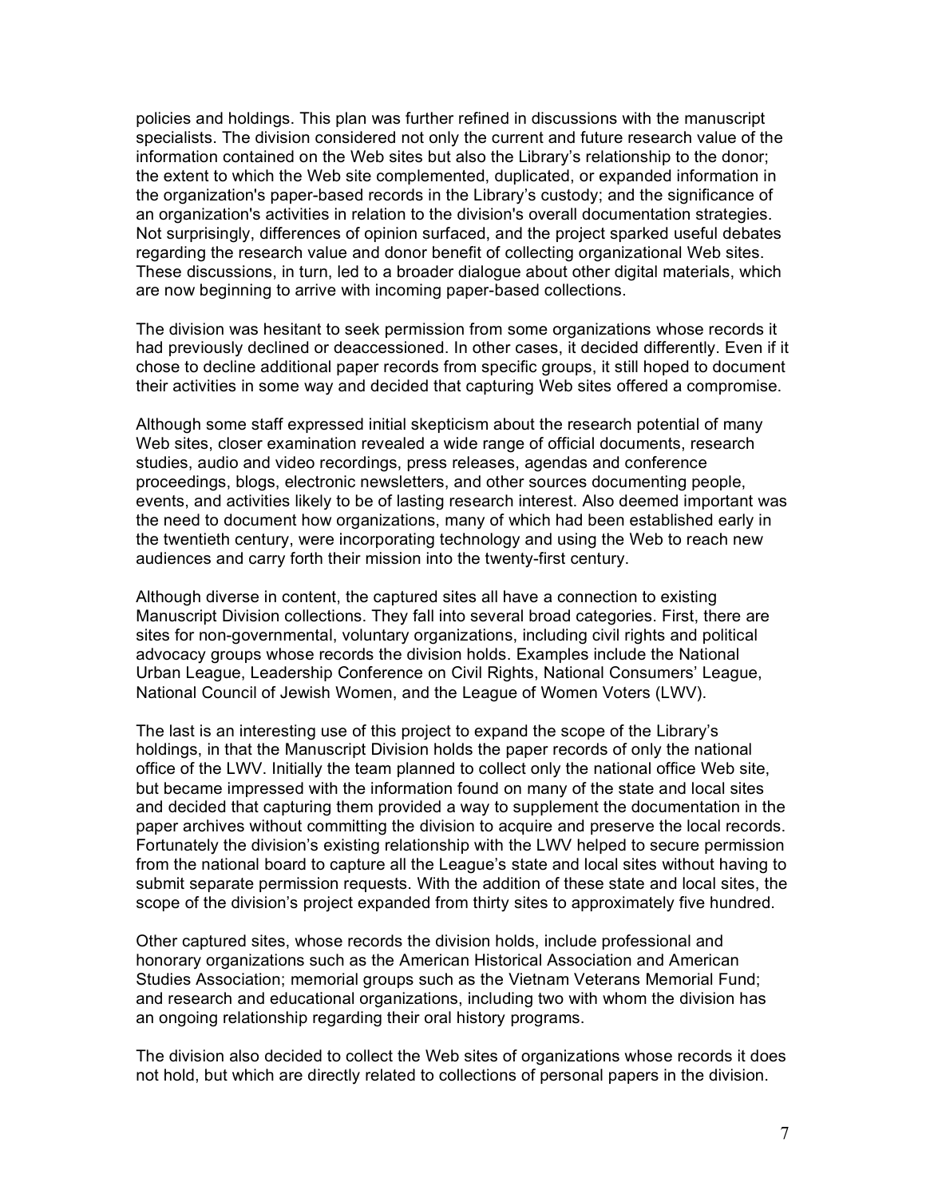policies and holdings. This plan was further refined in discussions with the manuscript specialists. The division considered not only the current and future research value of the information contained on the Web sites but also the Library's relationship to the donor; the extent to which the Web site complemented, duplicated, or expanded information in the organization's paper-based records in the Library's custody; and the significance of an organization's activities in relation to the division's overall documentation strategies. Not surprisingly, differences of opinion surfaced, and the project sparked useful debates regarding the research value and donor benefit of collecting organizational Web sites. These discussions, in turn, led to a broader dialogue about other digital materials, which are now beginning to arrive with incoming paper-based collections.

The division was hesitant to seek permission from some organizations whose records it had previously declined or deaccessioned. In other cases, it decided differently. Even if it chose to decline additional paper records from specific groups, it still hoped to document their activities in some way and decided that capturing Web sites offered a compromise.

Although some staff expressed initial skepticism about the research potential of many Web sites, closer examination revealed a wide range of official documents, research studies, audio and video recordings, press releases, agendas and conference proceedings, blogs, electronic newsletters, and other sources documenting people, events, and activities likely to be of lasting research interest. Also deemed important was the need to document how organizations, many of which had been established early in the twentieth century, were incorporating technology and using the Web to reach new audiences and carry forth their mission into the twenty-first century.

Although diverse in content, the captured sites all have a connection to existing Manuscript Division collections. They fall into several broad categories. First, there are sites for non-governmental, voluntary organizations, including civil rights and political advocacy groups whose records the division holds. Examples include the National Urban League, Leadership Conference on Civil Rights, National Consumers' League, National Council of Jewish Women, and the League of Women Voters (LWV).

The last is an interesting use of this project to expand the scope of the Library's holdings, in that the Manuscript Division holds the paper records of only the national office of the LWV. Initially the team planned to collect only the national office Web site, but became impressed with the information found on many of the state and local sites and decided that capturing them provided a way to supplement the documentation in the paper archives without committing the division to acquire and preserve the local records. Fortunately the division's existing relationship with the LWV helped to secure permission from the national board to capture all the League's state and local sites without having to submit separate permission requests. With the addition of these state and local sites, the scope of the division's project expanded from thirty sites to approximately five hundred.

Other captured sites, whose records the division holds, include professional and honorary organizations such as the American Historical Association and American Studies Association; memorial groups such as the Vietnam Veterans Memorial Fund; and research and educational organizations, including two with whom the division has an ongoing relationship regarding their oral history programs.

The division also decided to collect the Web sites of organizations whose records it does not hold, but which are directly related to collections of personal papers in the division.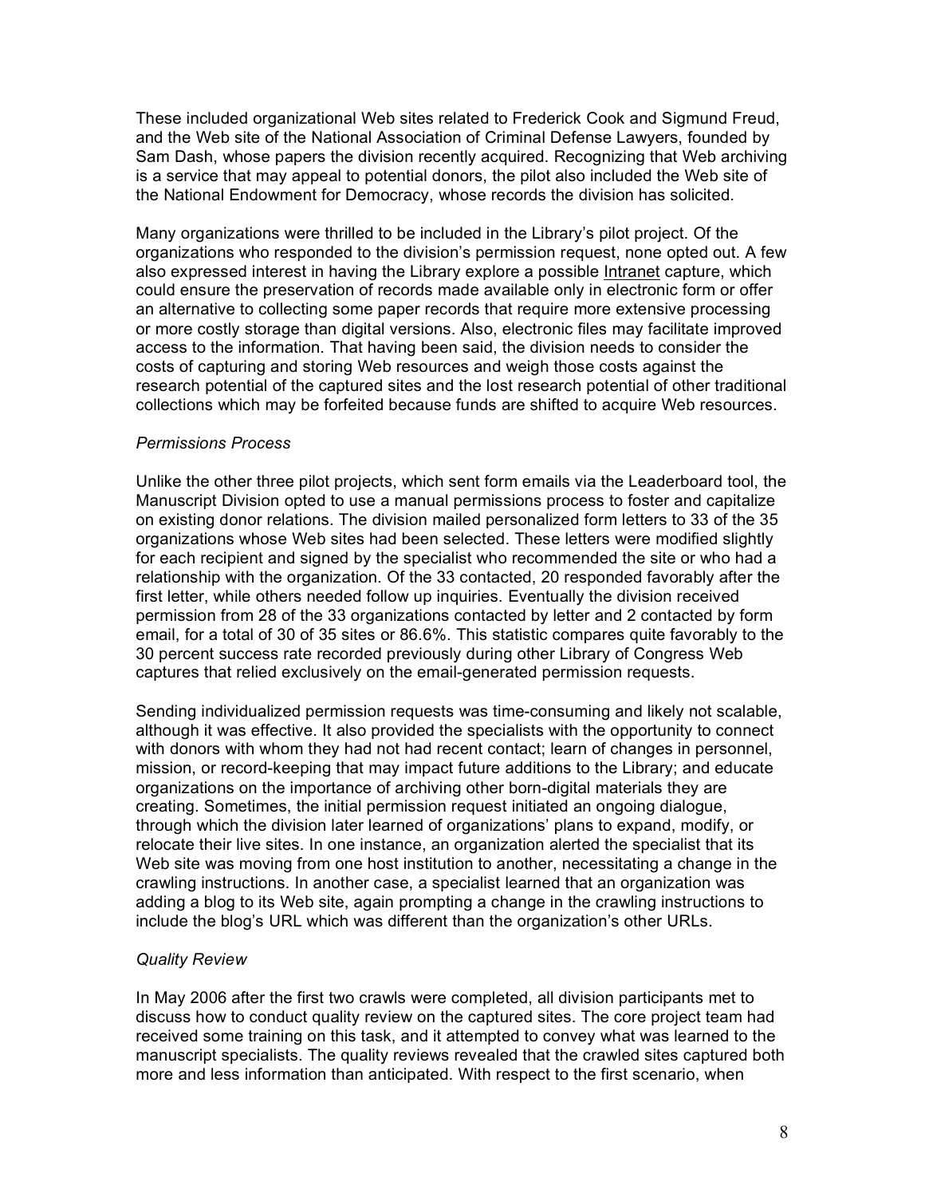These included organizational Web sites related to Frederick Cook and Sigmund Freud, and the Web site of the National Association of Criminal Defense Lawyers, founded by Sam Dash, whose papers the division recently acquired. Recognizing that Web archiving is a service that may appeal to potential donors, the pilot also included the Web site of the National Endowment for Democracy, whose records the division has solicited.

Many organizations were thrilled to be included in the Library's pilot project. Of the organizations who responded to the division's permission request, none opted out. A few also expressed interest in having the Library explore a possible Intranet capture, which could ensure the preservation of records made available only in electronic form or offer an alternative to collecting some paper records that require more extensive processing or more costly storage than digital versions. Also, electronic files may facilitate improved access to the information. That having been said, the division needs to consider the costs of capturing and storing Web resources and weigh those costs against the research potential of the captured sites and the lost research potential of other traditional collections which may be forfeited because funds are shifted to acquire Web resources.

*Permissions Process*

Unlike the other three pilot projects, which sent form emails via the Leaderboard tool, the Manuscript Division opted to use a manual permissions process to foster and capitalize on existing donor relations. The division mailed personalized form letters to 33 of the 35 organizations whose Web sites had been selected. These letters were modified slightly for each recipient and signed by the specialist who recommended the site or who had a relationship with the organization. Of the 33 contacted, 20 responded favorably after the first letter, while others needed follow up inquiries. Eventually the division received permission from 28 of the 33 organizations contacted by letter and 2 contacted by form email, for a total of 30 of 35 sites or 86.6%. This statistic compares quite favorably to the 30 percent success rate recorded previously during other Library of Congress Web captures that relied exclusively on the email-generated permission requests.

Sending individualized permission requests was time-consuming and likely not scalable, although it was effective. It also provided the specialists with the opportunity to connect with donors with whom they had not had recent contact; learn of changes in personnel, mission, or record-keeping that may impact future additions to the Library; and educate organizations on the importance of archiving other born-digital materials they are creating. Sometimes, the initial permission request initiated an ongoing dialogue, through which the division later learned of organizations' plans to expand, modify, or relocate their live sites. In one instance, an organization alerted the specialist that its Web site was moving from one host institution to another, necessitating a change in the crawling instructions. In another case, a specialist learned that an organization was adding a blog to its Web site, again prompting a change in the crawling instructions to include the blog's URL which was different than the organization's other URLs.

*Quality Review*

In May 2006 after the first two crawls were completed, all division participants met to discuss how to conduct quality review on the captured sites. The core project team had received some training on this task, and it attempted to convey what was learned to the manuscript specialists. The quality reviews revealed that the crawled sites captured both more and less information than anticipated. With respect to the first scenario, when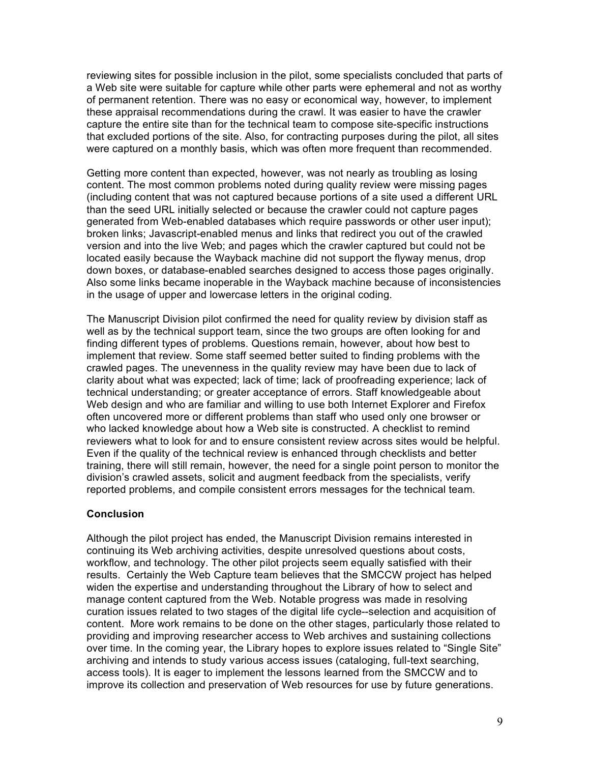reviewing sites for possible inclusion in the pilot, some specialists concluded that parts of a Web site were suitable for capture while other parts were ephemeral and not as worthy of permanent retention. There was no easy or economical way, however, to implement these appraisal recommendations during the crawl. It was easier to have the crawler capture the entire site than for the technical team to compose site-specific instructions that excluded portions of the site. Also, for contracting purposes during the pilot, all sites were captured on a monthly basis, which was often more frequent than recommended.

Getting more content than expected, however, was not nearly as troubling as losing content. The most common problems noted during quality review were missing pages (including content that was not captured because portions of a site used a different URL than the seed URL initially selected or because the crawler could not capture pages generated from Web-enabled databases which require passwords or other user input); broken links; Javascript-enabled menus and links that redirect you out of the crawled version and into the live Web; and pages which the crawler captured but could not be located easily because the Wayback machine did not support the flyway menus, drop down boxes, or database-enabled searches designed to access those pages originally. Also some links became inoperable in the Wayback machine because of inconsistencies in the usage of upper and lowercase letters in the original coding.

The Manuscript Division pilot confirmed the need for quality review by division staff as well as by the technical support team, since the two groups are often looking for and finding different types of problems. Questions remain, however, about how best to implement that review. Some staff seemed better suited to finding problems with the crawled pages. The unevenness in the quality review may have been due to lack of clarity about what was expected; lack of time; lack of proofreading experience; lack of technical understanding; or greater acceptance of errors. Staff knowledgeable about Web design and who are familiar and willing to use both Internet Explorer and Firefox often uncovered more or different problems than staff who used only one browser or who lacked knowledge about how a Web site is constructed. A checklist to remind reviewers what to look for and to ensure consistent review across sites would be helpful. Even if the quality of the technical review is enhanced through checklists and better training, there will still remain, however, the need for a single point person to monitor the division's crawled assets, solicit and augment feedback from the specialists, verify reported problems, and compile consistent errors messages for the technical team.

**Conclusion**

Although the pilot project has ended, the Manuscript Division remains interested in continuing its Web archiving activities, despite unresolved questions about costs, workflow, and technology. The other pilot projects seem equally satisfied with their results. Certainly the Web Capture team believes that the SMCCW project has helped widen the expertise and understanding throughout the Library of how to select and manage content captured from the Web. Notable progress was made in resolving curation issues related to two stages of the digital life cycle--selection and acquisition of content. More work remains to be done on the other stages, particularly those related to providing and improving researcher access to Web archives and sustaining collections over time. In the coming year, the Library hopes to explore issues related to "Single Site" archiving and intends to study various access issues (cataloging, full-text searching, access tools). It is eager to implement the lessons learned from the SMCCW and to improve its collection and preservation of Web resources for use by future generations.